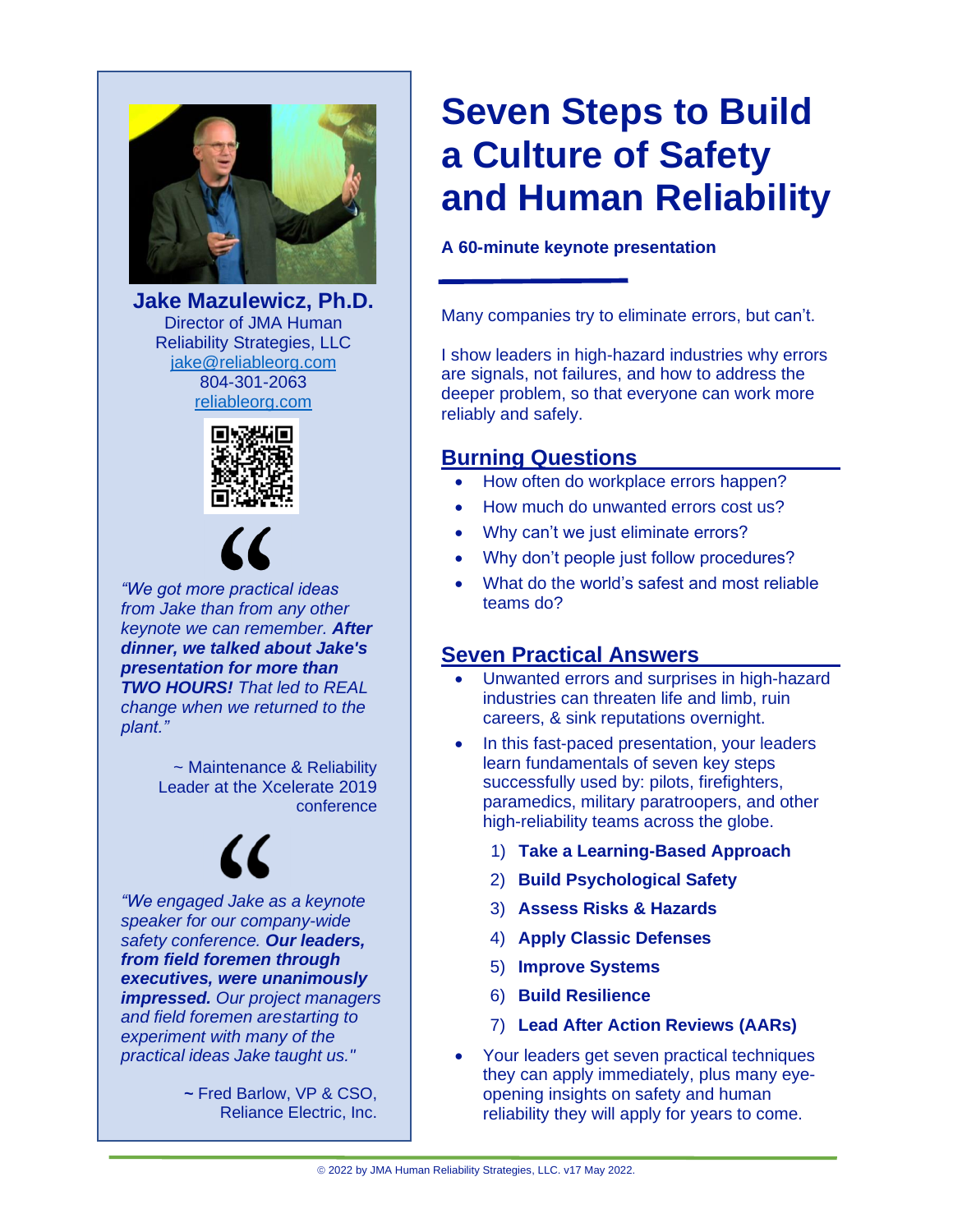# Seven Steps to Build a Culture of Safety and Human Reliability

**A 60-minute keynote presentation**

Many companies try to eliminate errors, but can't.

I show leaders in high-hazard industries why errors are signals, not failures, and how to address the deeper problem, so that everyone can work more reliably and safely.

## Burning Questions

- How often do workplace errors happen?
- How much do unwanted errors cost us?
- Why can't we just eliminate errors?
- Why don't people just follow procedures?
- What do the world's safest and most reliable teams do?

## Seven Practical Answers

- Unwanted errors and surprises in high-hazard industries can threaten life and limb, ruin careers, & sink reputations overnight.
- In this fast-paced presentation, your leaders learn fundamentals of seven key steps successfully used by: pilots, firefighters, paramedics, military paratroopers, and other high-reliability teams across the globe.
  1) **Take a Learning-Based Approach**
  2) **Build Psychological Safety**
  3) **Assess Risks & Hazards**
  4) **Apply Classic Defenses**
  5) **Improve Systems**
  6) **Build Resilience**
  7) **Lead After Action Reviews (AARs)**
- Your leaders get seven practical techniques they can apply immediately, plus many eye-opening insights on safety and human reliability they will apply for years to come.

---

**Jake Mazulewicz, Ph.D.**
Director of JMA Human Reliability Strategies, LLC
jake@reliableorg.com
804-301-2063
reliableorg.com

*"We got more practical ideas from Jake than from any other keynote we can remember. **After dinner, we talked about Jake's presentation for more than TWO HOURS!** That led to REAL change when we returned to the plant."*

~ Maintenance & Reliability Leader at the Xcelerate 2019 conference

*"We engaged Jake as a keynote speaker for our company-wide safety conference. **Our leaders, from field foremen through executives, were unanimously impressed.** Our project managers and field foremen arestarting to experiment with many of the practical ideas Jake taught us."*

~ Fred Barlow, VP & CSO, Reliance Electric, Inc.

© 2022 by JMA Human Reliability Strategies, LLC. v17 May 2022.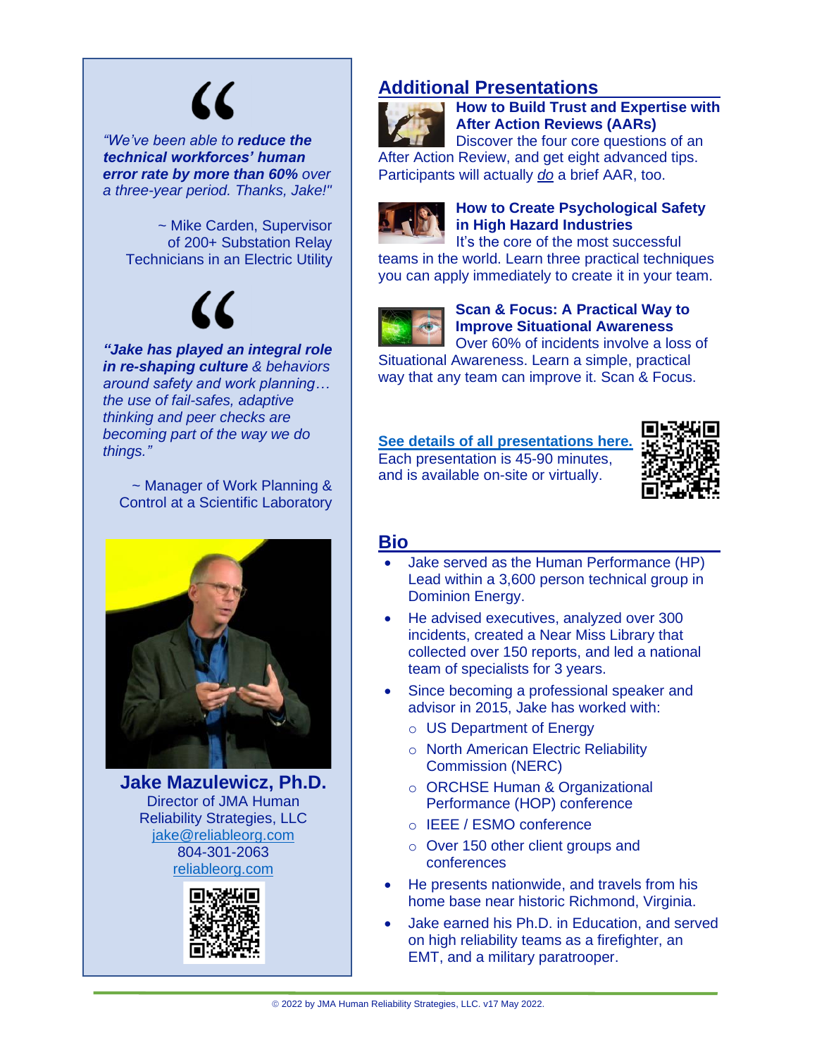*"We've been able to **reduce the technical workforces' human error rate by more than 60%** over a three-year period. Thanks, Jake!"*

~ Mike Carden, Supervisor of 200+ Substation Relay Technicians in an Electric Utility

***"Jake has played an integral role in re-shaping culture** & behaviors around safety and work planning… the use of fail-safes, adaptive thinking and peer checks are becoming part of the way we do things."*

~ Manager of Work Planning & Control at a Scientific Laboratory

**Jake Mazulewicz, Ph.D.**
Director of JMA Human Reliability Strategies, LLC
jake@reliableorg.com
804-301-2063
reliableorg.com

## Additional Presentations

**How to Build Trust and Expertise with After Action Reviews (AARs)**
Discover the four core questions of an After Action Review, and get eight advanced tips. Participants will actually *do* a brief AAR, too.

**How to Create Psychological Safety in High Hazard Industries**
It's the core of the most successful teams in the world. Learn three practical techniques you can apply immediately to create it in your team.

**Scan & Focus: A Practical Way to Improve Situational Awareness**
Over 60% of incidents involve a loss of Situational Awareness. Learn a simple, practical way that any team can improve it. Scan & Focus.

**See details of all presentations here.**
Each presentation is 45-90 minutes, and is available on-site or virtually.

## Bio

- Jake served as the Human Performance (HP) Lead within a 3,600 person technical group in Dominion Energy.
- He advised executives, analyzed over 300 incidents, created a Near Miss Library that collected over 150 reports, and led a national team of specialists for 3 years.
- Since becoming a professional speaker and advisor in 2015, Jake has worked with:
  - US Department of Energy
  - North American Electric Reliability Commission (NERC)
  - ORCHSE Human & Organizational Performance (HOP) conference
  - IEEE / ESMO conference
  - Over 150 other client groups and conferences
- He presents nationwide, and travels from his home base near historic Richmond, Virginia.
- Jake earned his Ph.D. in Education, and served on high reliability teams as a firefighter, an EMT, and a military paratrooper.

© 2022 by JMA Human Reliability Strategies, LLC. v17 May 2022.